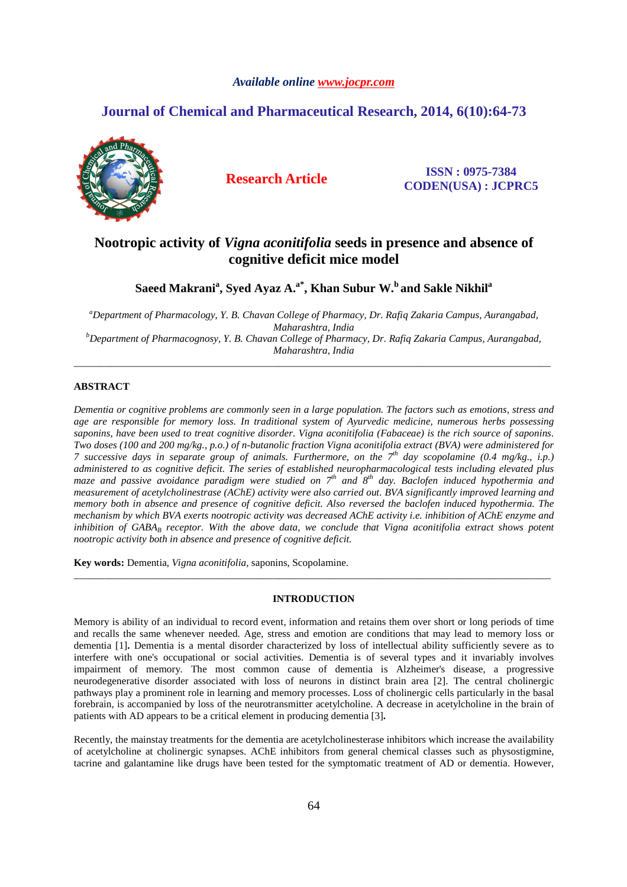*Available online www.jocpr.com*

## Journal of Chemical and Pharmaceutical Research, 2014, 6(10):64-73

**Research Article**

**ISSN : 0975-7384**
**CODEN(USA) : JCPRC5**

# Nootropic activity of *Vigna aconitifolia* seeds in presence and absence of cognitive deficit mice model

**Saeed Makrani[a], Syed Ayaz A.[a*], Khan Subur W.[b] and Sakle Nikhil[a]**

[a]*Department of Pharmacology, Y. B. Chavan College of Pharmacy, Dr. Rafiq Zakaria Campus, Aurangabad, Maharashtra, India*
[b]*Department of Pharmacognosy, Y. B. Chavan College of Pharmacy, Dr. Rafiq Zakaria Campus, Aurangabad, Maharashtra, India*

---

## ABSTRACT

*Dementia or cognitive problems are commonly seen in a large population. The factors such as emotions, stress and age are responsible for memory loss. In traditional system of Ayurvedic medicine, numerous herbs possessing saponins, have been used to treat cognitive disorder. Vigna aconitifolia (Fabaceae) is the rich source of saponins. Two doses (100 and 200 mg/kg., p.o.) of n-butanolic fraction Vigna aconitifolia extract (BVA) were administered for 7 successive days in separate group of animals. Furthermore, on the 7$^{th}$ day scopolamine (0.4 mg/kg., i.p.) administered to as cognitive deficit. The series of established neuropharmacological tests including elevated plus maze and passive avoidance paradigm were studied on 7$^{th}$ and 8$^{th}$ day. Baclofen induced hypothermia and measurement of acetylcholinestrase (AChE) activity were also carried out. BVA significantly improved learning and memory both in absence and presence of cognitive deficit. Also reversed the baclofen induced hypothermia. The mechanism by which BVA exerts nootropic activity was decreased AChE activity i.e. inhibition of AChE enzyme and inhibition of GABA$_B$ receptor. With the above data, we conclude that Vigna aconitifolia extract shows potent nootropic activity both in absence and presence of cognitive deficit.*

**Key words:** Dementia, *Vigna aconitifolia*, saponins, Scopolamine.

---

## INTRODUCTION

Memory is ability of an individual to record event, information and retains them over short or long periods of time and recalls the same whenever needed. Age, stress and emotion are conditions that may lead to memory loss or dementia [1]**.** Dementia is a mental disorder characterized by loss of intellectual ability sufficiently severe as to interfere with one's occupational or social activities. Dementia is of several types and it invariably involves impairment of memory. The most common cause of dementia is Alzheimer's disease, a progressive neurodegenerative disorder associated with loss of neurons in distinct brain area [2]. The central cholinergic pathways play a prominent role in learning and memory processes. Loss of cholinergic cells particularly in the basal forebrain, is accompanied by loss of the neurotransmitter acetylcholine. A decrease in acetylcholine in the brain of patients with AD appears to be a critical element in producing dementia [3]**.**

Recently, the mainstay treatments for the dementia are acetylcholinesterase inhibitors which increase the availability of acetylcholine at cholinergic synapses. AChE inhibitors from general chemical classes such as physostigmine, tacrine and galantamine like drugs have been tested for the symptomatic treatment of AD or dementia. However,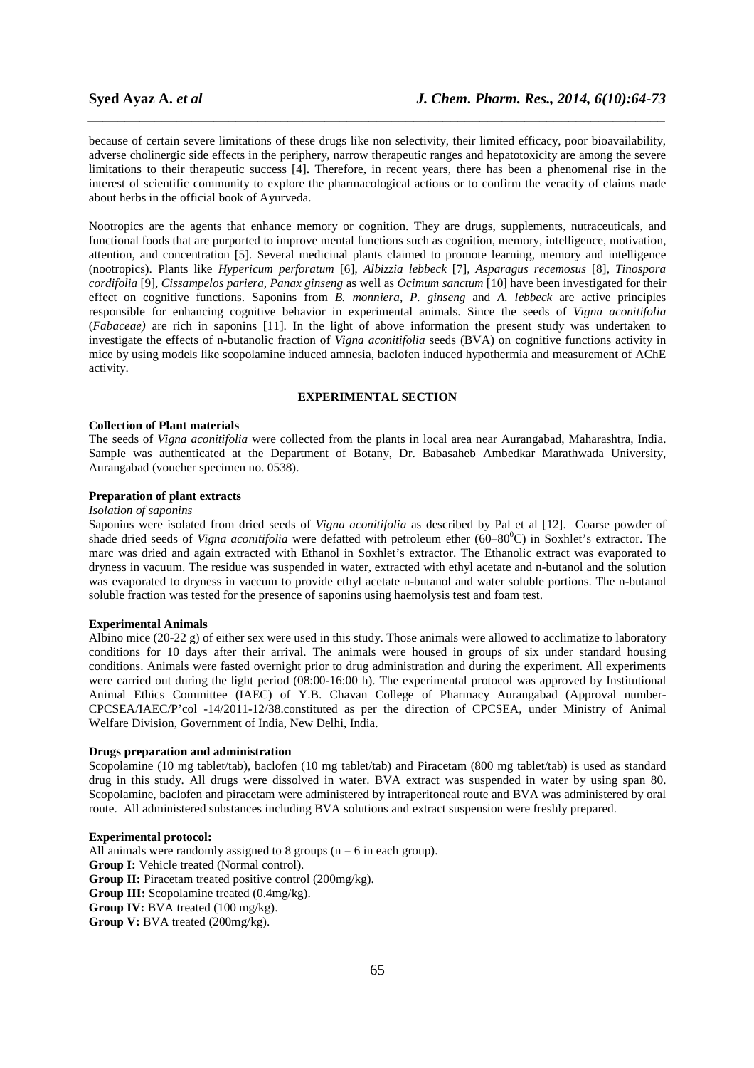because of certain severe limitations of these drugs like non selectivity, their limited efficacy, poor bioavailability, adverse cholinergic side effects in the periphery, narrow therapeutic ranges and hepatotoxicity are among the severe limitations to their therapeutic success [4]**.** Therefore, in recent years, there has been a phenomenal rise in the interest of scientific community to explore the pharmacological actions or to confirm the veracity of claims made about herbs in the official book of Ayurveda.

Nootropics are the agents that enhance memory or cognition. They are drugs, supplements, nutraceuticals, and functional foods that are purported to improve mental functions such as cognition, memory, intelligence, motivation, attention, and concentration [5]. Several medicinal plants claimed to promote learning, memory and intelligence (nootropics). Plants like *Hypericum perforatum* [6], *Albizzia lebbeck* [7], *Asparagus recemosus* [8], *Tinospora cordifolia* [9], *Cissampelos pariera, Panax ginseng* as well as *Ocimum sanctum* [10] have been investigated for their effect on cognitive functions. Saponins from *B. monniera*, *P. ginseng* and *A. lebbeck* are active principles responsible for enhancing cognitive behavior in experimental animals. Since the seeds of *Vigna aconitifolia* (*Fabaceae)* are rich in saponins [11]. In the light of above information the present study was undertaken to investigate the effects of n-butanolic fraction of *Vigna aconitifolia* seeds (BVA) on cognitive functions activity in mice by using models like scopolamine induced amnesia, baclofen induced hypothermia and measurement of AChE activity.

## EXPERIMENTAL SECTION

**Collection of Plant materials**

The seeds of *Vigna aconitifolia* were collected from the plants in local area near Aurangabad, Maharashtra, India. Sample was authenticated at the Department of Botany, Dr. Babasaheb Ambedkar Marathwada University, Aurangabad (voucher specimen no. 0538).

**Preparation of plant extracts**

*Isolation of saponins*

Saponins were isolated from dried seeds of *Vigna aconitifolia* as described by Pal et al [12]. Coarse powder of shade dried seeds of *Vigna aconitifolia* were defatted with petroleum ether (60–80$^0$C) in Soxhlet's extractor. The marc was dried and again extracted with Ethanol in Soxhlet's extractor. The Ethanolic extract was evaporated to dryness in vacuum. The residue was suspended in water, extracted with ethyl acetate and n-butanol and the solution was evaporated to dryness in vaccum to provide ethyl acetate n-butanol and water soluble portions. The n-butanol soluble fraction was tested for the presence of saponins using haemolysis test and foam test.

**Experimental Animals**

Albino mice (20-22 g) of either sex were used in this study. Those animals were allowed to acclimatize to laboratory conditions for 10 days after their arrival. The animals were housed in groups of six under standard housing conditions. Animals were fasted overnight prior to drug administration and during the experiment. All experiments were carried out during the light period (08:00-16:00 h). The experimental protocol was approved by Institutional Animal Ethics Committee (IAEC) of Y.B. Chavan College of Pharmacy Aurangabad (Approval number-CPCSEA/IAEC/P'col -14/2011-12/38.constituted as per the direction of CPCSEA, under Ministry of Animal Welfare Division, Government of India, New Delhi, India.

**Drugs preparation and administration**

Scopolamine (10 mg tablet/tab), baclofen (10 mg tablet/tab) and Piracetam (800 mg tablet/tab) is used as standard drug in this study. All drugs were dissolved in water. BVA extract was suspended in water by using span 80. Scopolamine, baclofen and piracetam were administered by intraperitoneal route and BVA was administered by oral route. All administered substances including BVA solutions and extract suspension were freshly prepared.

**Experimental protocol:**

All animals were randomly assigned to 8 groups (n = 6 in each group).
**Group I:** Vehicle treated (Normal control).
**Group II:** Piracetam treated positive control (200mg/kg).
**Group III:** Scopolamine treated (0.4mg/kg).
**Group IV:** BVA treated (100 mg/kg).
**Group V:** BVA treated (200mg/kg).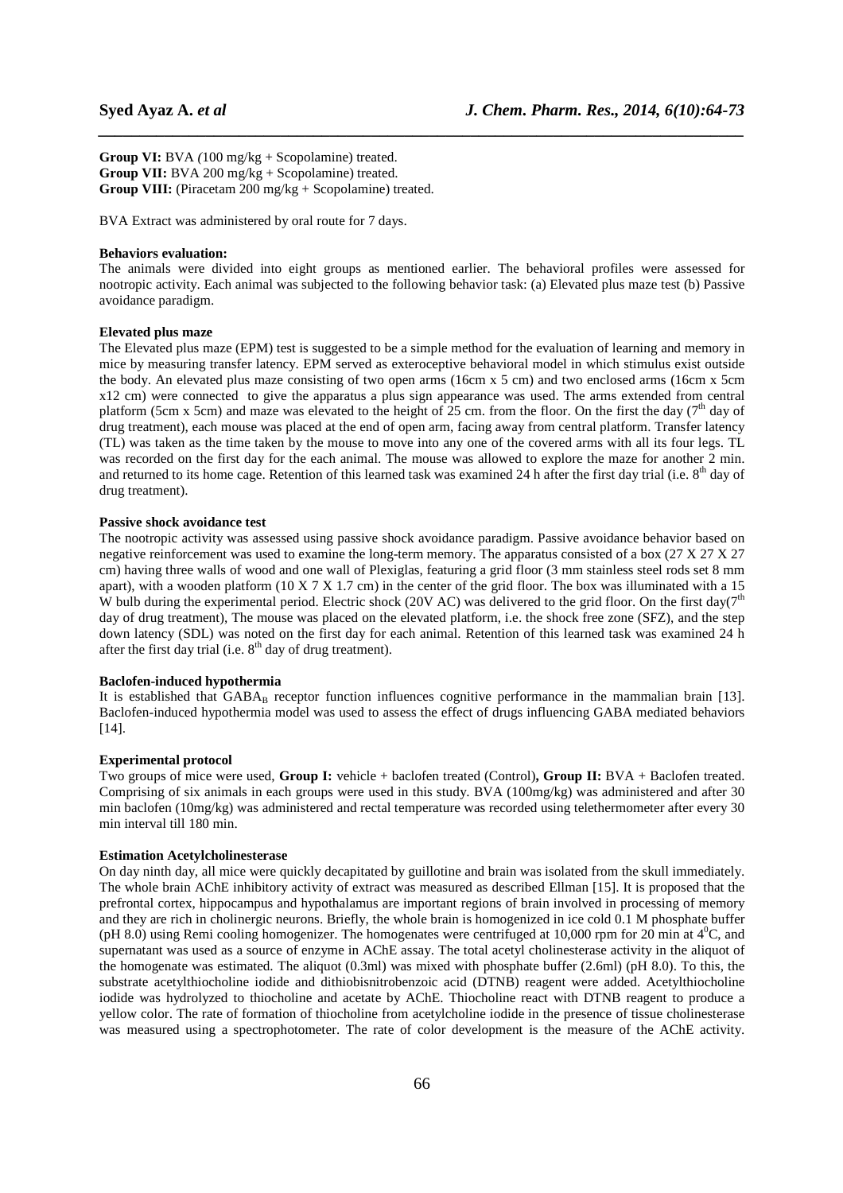**Group VI:** BVA *(*100 mg/kg + Scopolamine) treated.
**Group VII:** BVA 200 mg/kg + Scopolamine) treated.
**Group VIII:** (Piracetam 200 mg/kg + Scopolamine) treated.

BVA Extract was administered by oral route for 7 days.

**Behaviors evaluation:**
The animals were divided into eight groups as mentioned earlier. The behavioral profiles were assessed for nootropic activity. Each animal was subjected to the following behavior task: (a) Elevated plus maze test (b) Passive avoidance paradigm.

**Elevated plus maze**
The Elevated plus maze (EPM) test is suggested to be a simple method for the evaluation of learning and memory in mice by measuring transfer latency. EPM served as exteroceptive behavioral model in which stimulus exist outside the body. An elevated plus maze consisting of two open arms (16cm x 5 cm) and two enclosed arms (16cm x 5cm x12 cm) were connected to give the apparatus a plus sign appearance was used. The arms extended from central platform (5cm x 5cm) and maze was elevated to the height of 25 cm. from the floor. On the first the day ($7^{th}$ day of drug treatment), each mouse was placed at the end of open arm, facing away from central platform. Transfer latency (TL) was taken as the time taken by the mouse to move into any one of the covered arms with all its four legs. TL was recorded on the first day for the each animal. The mouse was allowed to explore the maze for another 2 min. and returned to its home cage. Retention of this learned task was examined 24 h after the first day trial (i.e. $8^{th}$ day of drug treatment).

**Passive shock avoidance test**
The nootropic activity was assessed using passive shock avoidance paradigm. Passive avoidance behavior based on negative reinforcement was used to examine the long-term memory. The apparatus consisted of a box (27 X 27 X 27 cm) having three walls of wood and one wall of Plexiglas, featuring a grid floor (3 mm stainless steel rods set 8 mm apart), with a wooden platform (10 X 7 X 1.7 cm) in the center of the grid floor. The box was illuminated with a 15 W bulb during the experimental period. Electric shock (20V AC) was delivered to the grid floor. On the first day($7^{th}$ day of drug treatment), The mouse was placed on the elevated platform, i.e. the shock free zone (SFZ), and the step down latency (SDL) was noted on the first day for each animal. Retention of this learned task was examined 24 h after the first day trial (i.e. $8^{th}$ day of drug treatment).

**Baclofen-induced hypothermia**
It is established that $GABA_B$ receptor function influences cognitive performance in the mammalian brain [13]. Baclofen-induced hypothermia model was used to assess the effect of drugs influencing GABA mediated behaviors [14].

**Experimental protocol**
Two groups of mice were used, **Group I:** vehicle + baclofen treated (Control)**, Group II:** BVA + Baclofen treated. Comprising of six animals in each groups were used in this study. BVA (100mg/kg) was administered and after 30 min baclofen (10mg/kg) was administered and rectal temperature was recorded using telethermometer after every 30 min interval till 180 min.

**Estimation Acetylcholinesterase**
On day ninth day, all mice were quickly decapitated by guillotine and brain was isolated from the skull immediately. The whole brain AChE inhibitory activity of extract was measured as described Ellman [15]. It is proposed that the prefrontal cortex, hippocampus and hypothalamus are important regions of brain involved in processing of memory and they are rich in cholinergic neurons. Briefly, the whole brain is homogenized in ice cold 0.1 M phosphate buffer (pH 8.0) using Remi cooling homogenizer. The homogenates were centrifuged at 10,000 rpm for 20 min at $4^0$C, and supernatant was used as a source of enzyme in AChE assay. The total acetyl cholinesterase activity in the aliquot of the homogenate was estimated. The aliquot (0.3ml) was mixed with phosphate buffer (2.6ml) (pH 8.0). To this, the substrate acetylthiocholine iodide and dithiobisnitrobenzoic acid (DTNB) reagent were added. Acetylthiocholine iodide was hydrolyzed to thiocholine and acetate by AChE. Thiocholine react with DTNB reagent to produce a yellow color. The rate of formation of thiocholine from acetylcholine iodide in the presence of tissue cholinesterase was measured using a spectrophotometer. The rate of color development is the measure of the AChE activity.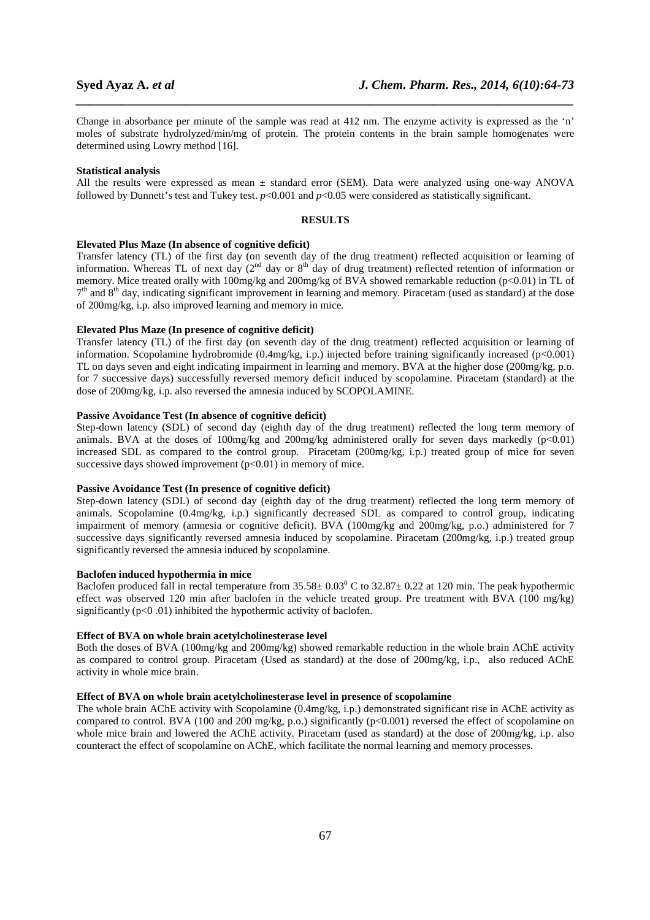Change in absorbance per minute of the sample was read at 412 nm. The enzyme activity is expressed as the 'n' moles of substrate hydrolyzed/min/mg of protein. The protein contents in the brain sample homogenates were determined using Lowry method [16].

**Statistical analysis**

All the results were expressed as mean ± standard error (SEM). Data were analyzed using one-way ANOVA followed by Dunnett's test and Tukey test. $p<0.001$ and $p<0.05$ were considered as statistically significant.

## RESULTS

**Elevated Plus Maze (In absence of cognitive deficit)**

Transfer latency (TL) of the first day (on seventh day of the drug treatment) reflected acquisition or learning of information. Whereas TL of next day ($2^{nd}$ day or $8^{th}$ day of drug treatment) reflected retention of information or memory. Mice treated orally with 100mg/kg and 200mg/kg of BVA showed remarkable reduction ($p<0.01$) in TL of $7^{th}$ and $8^{th}$ day, indicating significant improvement in learning and memory. Piracetam (used as standard) at the dose of 200mg/kg, i.p. also improved learning and memory in mice.

**Elevated Plus Maze (In presence of cognitive deficit)**

Transfer latency (TL) of the first day (on seventh day of the drug treatment) reflected acquisition or learning of information. Scopolamine hydrobromide (0.4mg/kg, i.p.) injected before training significantly increased ($p<0.001$) TL on days seven and eight indicating impairment in learning and memory. BVA at the higher dose (200mg/kg, p.o. for 7 successive days) successfully reversed memory deficit induced by scopolamine. Piracetam (standard) at the dose of 200mg/kg, i.p. also reversed the amnesia induced by SCOPOLAMINE.

**Passive Avoidance Test (In absence of cognitive deficit)**

Step-down latency (SDL) of second day (eighth day of the drug treatment) reflected the long term memory of animals. BVA at the doses of 100mg/kg and 200mg/kg administered orally for seven days markedly ($p<0.01$) increased SDL as compared to the control group. Piracetam (200mg/kg, i.p.) treated group of mice for seven successive days showed improvement ($p<0.01$) in memory of mice.

**Passive Avoidance Test (In presence of cognitive deficit)**

Step-down latency (SDL) of second day (eighth day of the drug treatment) reflected the long term memory of animals. Scopolamine (0.4mg/kg, i.p.) significantly decreased SDL as compared to control group, indicating impairment of memory (amnesia or cognitive deficit). BVA (100mg/kg and 200mg/kg, p.o.) administered for 7 successive days significantly reversed amnesia induced by scopolamine. Piracetam (200mg/kg, i.p.) treated group significantly reversed the amnesia induced by scopolamine.

**Baclofen induced hypothermia in mice**

Baclofen produced fall in rectal temperature from $35.58\pm 0.03^0$ C to $32.87\pm 0.22$ at 120 min. The peak hypothermic effect was observed 120 min after baclofen in the vehicle treated group. Pre treatment with BVA (100 mg/kg) significantly ($p<0$ .01) inhibited the hypothermic activity of baclofen.

**Effect of BVA on whole brain acetylcholinesterase level**

Both the doses of BVA (100mg/kg and 200mg/kg) showed remarkable reduction in the whole brain AChE activity as compared to control group. Piracetam (Used as standard) at the dose of 200mg/kg, i.p., also reduced AChE activity in whole mice brain.

**Effect of BVA on whole brain acetylcholinesterase level in presence of scopolamine**

The whole brain AChE activity with Scopolamine (0.4mg/kg, i.p.) demonstrated significant rise in AChE activity as compared to control. BVA (100 and 200 mg/kg, p.o.) significantly ($p<0.001$) reversed the effect of scopolamine on whole mice brain and lowered the AChE activity. Piracetam (used as standard) at the dose of 200mg/kg, i.p. also counteract the effect of scopolamine on AChE, which facilitate the normal learning and memory processes.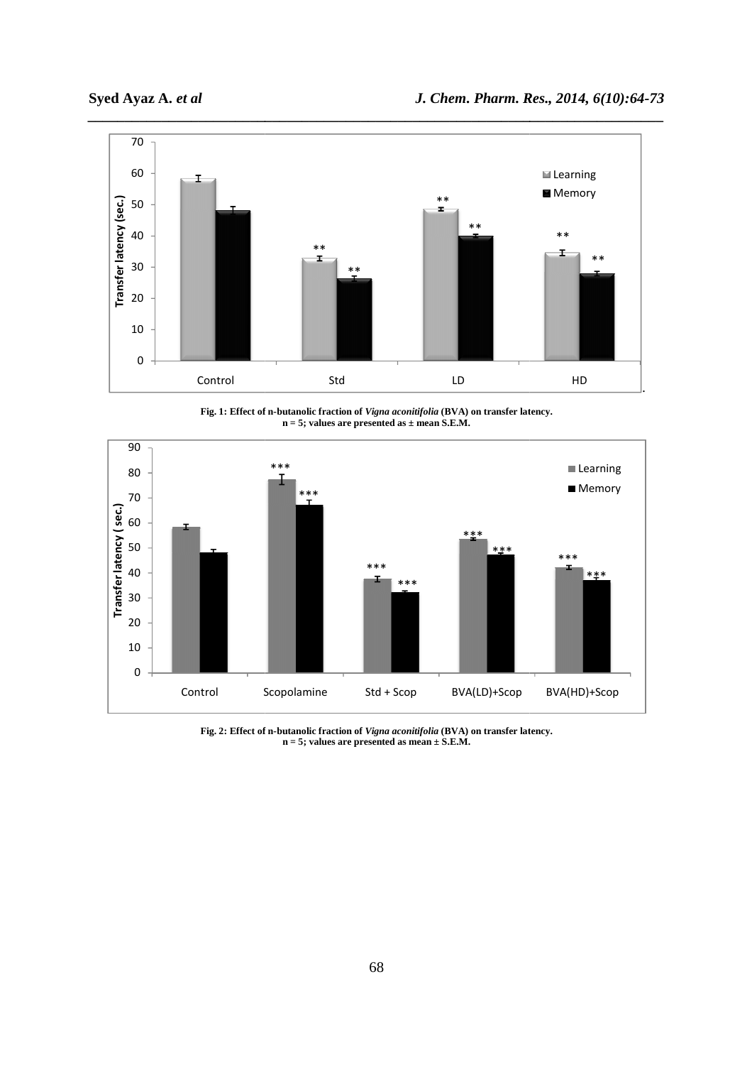70
60
50
40
30
20
10
0

Transfer latency (sec.)

Learning
Memory

Control
Std
LD
HD

** ** ** ** ** **

**Fig. 1: Effect of n-butanolic fraction of *Vigna aconitifolia* (BVA) on transfer latency.**
**n = 5; values are presented as ± mean S.E.M.**

90
80
70
60
50
40
30
20
10
0

Transfer latency ( sec.)

Learning
Memory

Control
Scopolamine
Std + Scop
BVA(LD)+Scop
BVA(HD)+Scop

*** *** *** *** *** *** *** ***

**Fig. 2: Effect of n-butanolic fraction of *Vigna aconitifolia* (BVA) on transfer latency.**
**n = 5; values are presented as mean ± S.E.M.**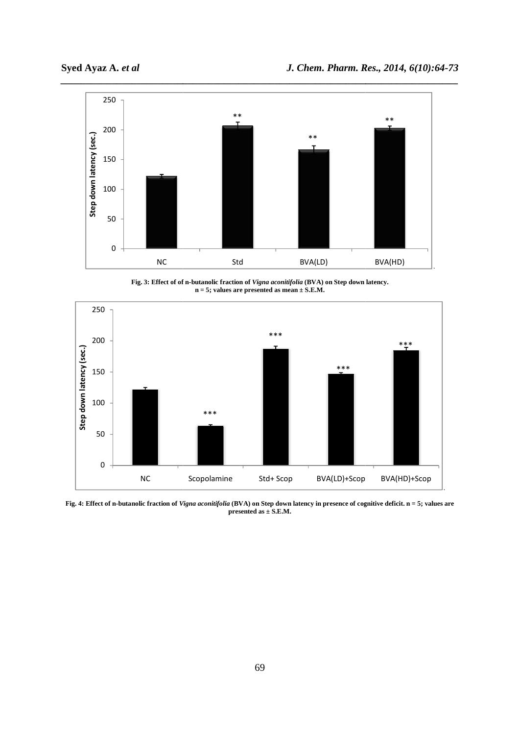250

200

150

100

50

0

Step down latency (sec.)

NC

Std

BVA(LD)

BVA(HD)

**

**

**

**Fig. 3: Effect of of n-butanolic fraction of *Vigna aconitifolia* (BVA) on Step down latency.**
**n = 5; values are presented as mean ± S.E.M.**

250

200

150

100

50

0

Step down latency (sec.)

NC

Scopolamine

Std+ Scop

BVA(LD)+Scop

BVA(HD)+Scop

***

***

***

***

**Fig. 4: Effect of n-butanolic fraction of *Vigna aconitifolia* (BVA) on Step down latency in presence of cognitive deficit. n = 5; values are presented as ± S.E.M.**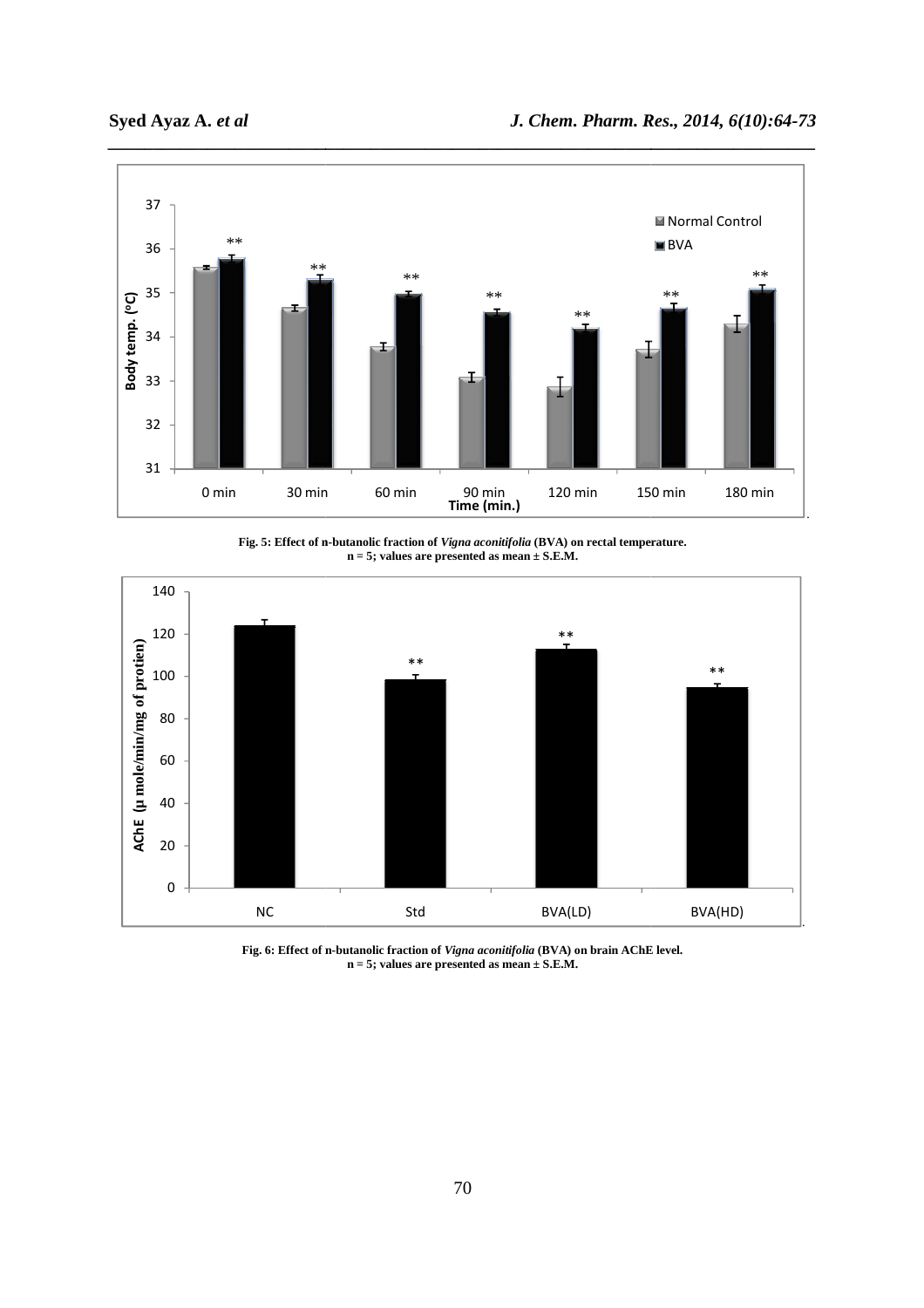37
36
35
34
33
32
31

Body temp. (°C)

Normal Control
BVA

** ** ** ** ** ** **

0 min
30 min
60 min
90 min
120 min
150 min
180 min

Time (min.)

**Fig. 5: Effect of n-butanolic fraction of *Vigna aconitifolia* (BVA) on rectal temperature.**
**n = 5; values are presented as mean ± S.E.M.**

140
120
100
80
60
40
20
0

AChE (µ mole/min/mg of protien)

** ** **

NC
Std
BVA(LD)
BVA(HD)

**Fig. 6: Effect of n-butanolic fraction of *Vigna aconitifolia* (BVA) on brain AChE level.**
**n = 5; values are presented as mean ± S.E.M.**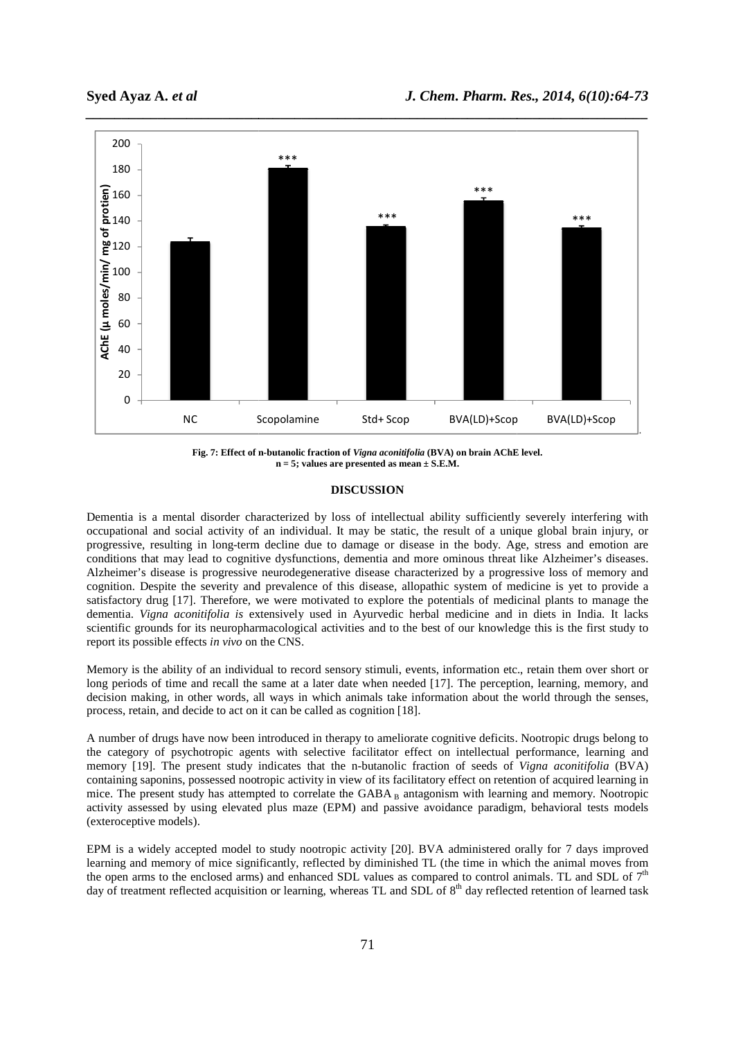200
180
160
140
120
100
80
60
40
20
0

AChE (µ moles/min/ mg of protien)

\*\*\*
\*\*\*
\*\*\*
\*\*\*

NC
Scopolamine
Std+ Scop
BVA(LD)+Scop
BVA(LD)+Scop

**Fig. 7: Effect of n-butanolic fraction of *Vigna aconitifolia* (BVA) on brain AChE level.**
**n = 5; values are presented as mean ± S.E.M.**

## DISCUSSION

Dementia is a mental disorder characterized by loss of intellectual ability sufficiently severely interfering with occupational and social activity of an individual. It may be static, the result of a unique global brain injury, or progressive, resulting in long-term decline due to damage or disease in the body. Age, stress and emotion are conditions that may lead to cognitive dysfunctions, dementia and more ominous threat like Alzheimer's diseases. Alzheimer's disease is progressive neurodegenerative disease characterized by a progressive loss of memory and cognition. Despite the severity and prevalence of this disease, allopathic system of medicine is yet to provide a satisfactory drug [17]. Therefore, we were motivated to explore the potentials of medicinal plants to manage the dementia. *Vigna aconitifolia is* extensively used in Ayurvedic herbal medicine and in diets in India. It lacks scientific grounds for its neuropharmacological activities and to the best of our knowledge this is the first study to report its possible effects *in vivo* on the CNS.

Memory is the ability of an individual to record sensory stimuli, events, information etc., retain them over short or long periods of time and recall the same at a later date when needed [17]. The perception, learning, memory, and decision making, in other words, all ways in which animals take information about the world through the senses, process, retain, and decide to act on it can be called as cognition [18].

A number of drugs have now been introduced in therapy to ameliorate cognitive deficits. Nootropic drugs belong to the category of psychotropic agents with selective facilitator effect on intellectual performance, learning and memory [19]. The present study indicates that the n-butanolic fraction of seeds of *Vigna aconitifolia* (BVA) containing saponins, possessed nootropic activity in view of its facilitatory effect on retention of acquired learning in mice. The present study has attempted to correlate the $GABA_B$ antagonism with learning and memory. Nootropic activity assessed by using elevated plus maze (EPM) and passive avoidance paradigm, behavioral tests models (exteroceptive models).

EPM is a widely accepted model to study nootropic activity [20]. BVA administered orally for 7 days improved learning and memory of mice significantly, reflected by diminished TL (the time in which the animal moves from the open arms to the enclosed arms) and enhanced SDL values as compared to control animals. TL and SDL of $7^{th}$ day of treatment reflected acquisition or learning, whereas TL and SDL of $8^{th}$ day reflected retention of learned task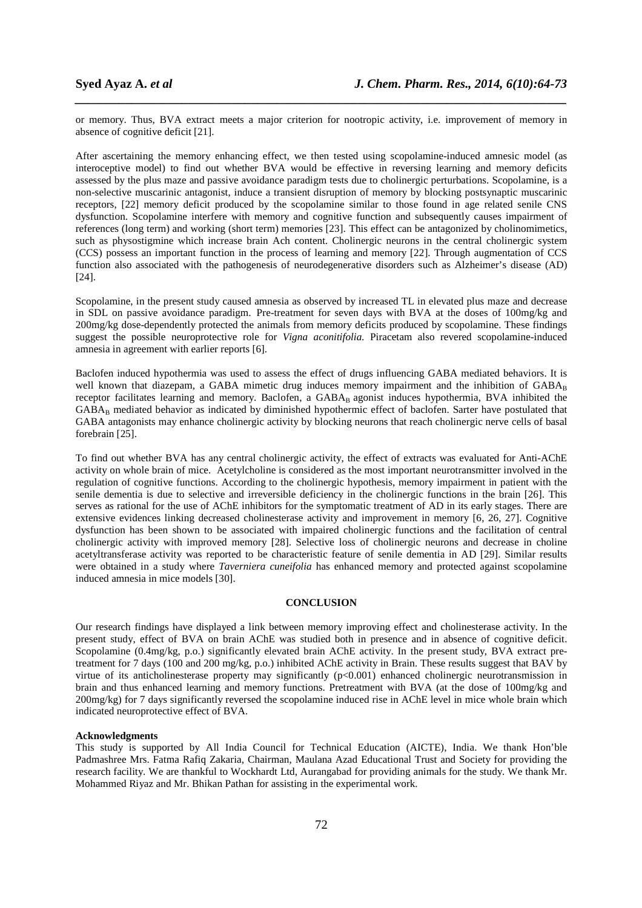or memory. Thus, BVA extract meets a major criterion for nootropic activity, i.e. improvement of memory in absence of cognitive deficit [21].

After ascertaining the memory enhancing effect, we then tested using scopolamine-induced amnesic model (as interoceptive model) to find out whether BVA would be effective in reversing learning and memory deficits assessed by the plus maze and passive avoidance paradigm tests due to cholinergic perturbations. Scopolamine, is a non-selective muscarinic antagonist, induce a transient disruption of memory by blocking postsynaptic muscarinic receptors, [22] memory deficit produced by the scopolamine similar to those found in age related senile CNS dysfunction. Scopolamine interfere with memory and cognitive function and subsequently causes impairment of references (long term) and working (short term) memories [23]. This effect can be antagonized by cholinomimetics, such as physostigmine which increase brain Ach content. Cholinergic neurons in the central cholinergic system (CCS) possess an important function in the process of learning and memory [22]. Through augmentation of CCS function also associated with the pathogenesis of neurodegenerative disorders such as Alzheimer's disease (AD) [24].

Scopolamine, in the present study caused amnesia as observed by increased TL in elevated plus maze and decrease in SDL on passive avoidance paradigm. Pre-treatment for seven days with BVA at the doses of 100mg/kg and 200mg/kg dose-dependently protected the animals from memory deficits produced by scopolamine. These findings suggest the possible neuroprotective role for *Vigna aconitifolia.* Piracetam also revered scopolamine-induced amnesia in agreement with earlier reports [6].

Baclofen induced hypothermia was used to assess the effect of drugs influencing GABA mediated behaviors. It is well known that diazepam, a GABA mimetic drug induces memory impairment and the inhibition of $GABA_B$ receptor facilitates learning and memory. Baclofen, a $GABA_B$ agonist induces hypothermia, BVA inhibited the $GABA_B$ mediated behavior as indicated by diminished hypothermic effect of baclofen. Sarter have postulated that GABA antagonists may enhance cholinergic activity by blocking neurons that reach cholinergic nerve cells of basal forebrain [25].

To find out whether BVA has any central cholinergic activity, the effect of extracts was evaluated for Anti-AChE activity on whole brain of mice. Acetylcholine is considered as the most important neurotransmitter involved in the regulation of cognitive functions. According to the cholinergic hypothesis, memory impairment in patient with the senile dementia is due to selective and irreversible deficiency in the cholinergic functions in the brain [26]. This serves as rational for the use of AChE inhibitors for the symptomatic treatment of AD in its early stages. There are extensive evidences linking decreased cholinesterase activity and improvement in memory [6, 26, 27]. Cognitive dysfunction has been shown to be associated with impaired cholinergic functions and the facilitation of central cholinergic activity with improved memory [28]. Selective loss of cholinergic neurons and decrease in choline acetyltransferase activity was reported to be characteristic feature of senile dementia in AD [29]. Similar results were obtained in a study where *Taverniera cuneifolia* has enhanced memory and protected against scopolamine induced amnesia in mice models [30].

## CONCLUSION

Our research findings have displayed a link between memory improving effect and cholinesterase activity. In the present study, effect of BVA on brain AChE was studied both in presence and in absence of cognitive deficit. Scopolamine (0.4mg/kg, p.o.) significantly elevated brain AChE activity. In the present study, BVA extract pre-treatment for 7 days (100 and 200 mg/kg, p.o.) inhibited AChE activity in Brain. These results suggest that BAV by virtue of its anticholinesterase property may significantly ($p<0.001$) enhanced cholinergic neurotransmission in brain and thus enhanced learning and memory functions. Pretreatment with BVA (at the dose of 100mg/kg and 200mg/kg) for 7 days significantly reversed the scopolamine induced rise in AChE level in mice whole brain which indicated neuroprotective effect of BVA.

**Acknowledgments**

This study is supported by All India Council for Technical Education (AICTE), India. We thank Hon'ble Padmashree Mrs. Fatma Rafiq Zakaria, Chairman, Maulana Azad Educational Trust and Society for providing the research facility. We are thankful to Wockhardt Ltd, Aurangabad for providing animals for the study. We thank Mr. Mohammed Riyaz and Mr. Bhikan Pathan for assisting in the experimental work.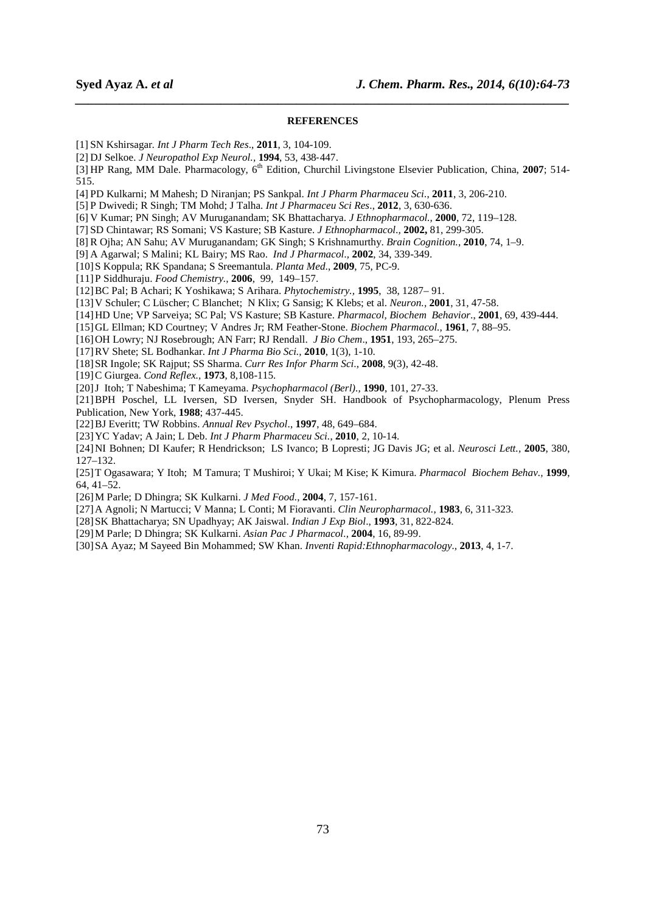#### REFERENCES

[1] SN Kshirsagar. *Int J Pharm Tech Res*., **2011**, 3, 104-109.

[2] DJ Selkoe. *J Neuropathol Exp Neurol.*, **1994**, 53, 438-447.

[3] HP Rang, MM Dale. Pharmacology, 6th Edition, Churchil Livingstone Elsevier Publication, China, **2007**; 514-515.

[4] PD Kulkarni; M Mahesh; D Niranjan; PS Sankpal. *Int J Pharm Pharmaceu Sci*., **2011**, 3, 206-210.

[5] P Dwivedi; R Singh; TM Mohd; J Talha. *Int J Pharmaceu Sci Res*., **2012**, 3, 630-636.

[6] V Kumar; PN Singh; AV Muruganandam; SK Bhattacharya. *J Ethnopharmacol.*, **2000**, 72, 119–128.

[7] SD Chintawar; RS Somani; VS Kasture; SB Kasture. *J Ethnopharmacol*., **2002,** 81, 299-305.

[8] R Ojha; AN Sahu; AV Muruganandam; GK Singh; S Krishnamurthy. *Brain Cognition.*, **2010**, 74, 1–9.

[9] A Agarwal; S Malini; KL Bairy; MS Rao. *Ind J Pharmacol*., **2002**, 34, 339-349.

[10] S Koppula; RK Spandana; S Sreemantula. *Planta Med*., **2009**, 75, PC-9.

[11] P Siddhuraju. *Food Chemistry.*, **2006**, 99, 149–157.

[12] BC Pal; B Achari; K Yoshikawa; S Arihara. *Phytochemistry.*, **1995**, 38, 1287– 91.

[13] V Schuler; C Lüscher; C Blanchet; N Klix; G Sansig; K Klebs; et al. *Neuron.*, **2001**, 31, 47-58.

[14] HD Une; VP Sarveiya; SC Pal; VS Kasture; SB Kasture. *Pharmacol, Biochem Behavior*., **2001**, 69, 439-444.

[15] GL Ellman; KD Courtney; V Andres Jr; RM Feather-Stone. *Biochem Pharmacol.*, **1961**, 7, 88–95.

[16] OH Lowry; NJ Rosebrough; AN Farr; RJ Rendall. *J Bio Chem*., **1951**, 193, 265–275.

[17] RV Shete; SL Bodhankar. *Int J Pharma Bio Sci.*, **2010**, 1(3), 1-10.

[18] SR Ingole; SK Rajput; SS Sharma. *Curr Res Infor Pharm Sci*., **2008**, 9(3), 42-48.

[19] C Giurgea. *Cond Reflex.*, **1973**, 8,108-115.

[20] J Itoh; T Nabeshima; T Kameyama. *Psychopharmacol (Berl).*, **1990**, 101, 27-33.

[21] BPH Poschel, LL Iversen, SD Iversen, Snyder SH. Handbook of Psychopharmacology, Plenum Press Publication, New York, **1988**; 437-445.

[22] BJ Everitt; TW Robbins. *Annual Rev Psychol*., **1997**, 48, 649–684.

[23] YC Yadav; A Jain; L Deb. *Int J Pharm Pharmaceu Sci.*, **2010**, 2, 10-14.

[24] NI Bohnen; DI Kaufer; R Hendrickson; LS Ivanco; B Lopresti; JG Davis JG; et al. *Neurosci Lett.*, **2005**, 380, 127–132.

[25] T Ogasawara; Y Itoh; M Tamura; T Mushiroi; Y Ukai; M Kise; K Kimura. *Pharmacol Biochem Behav.*, **1999**, 64, 41–52.

[26] M Parle; D Dhingra; SK Kulkarni. *J Med Food*., **2004**, 7, 157-161.

[27] A Agnoli; N Martucci; V Manna; L Conti; M Fioravanti. *Clin Neuropharmacol.*, **1983**, 6, 311-323.

[28] SK Bhattacharya; SN Upadhyay; AK Jaiswal. *Indian J Exp Biol*., **1993**, 31, 822-824.

[29] M Parle; D Dhingra; SK Kulkarni. *Asian Pac J Pharmacol*., **2004**, 16, 89-99.

[30] SA Ayaz; M Sayeed Bin Mohammed; SW Khan. *Inventi Rapid:Ethnopharmacology*., **2013**, 4, 1-7.